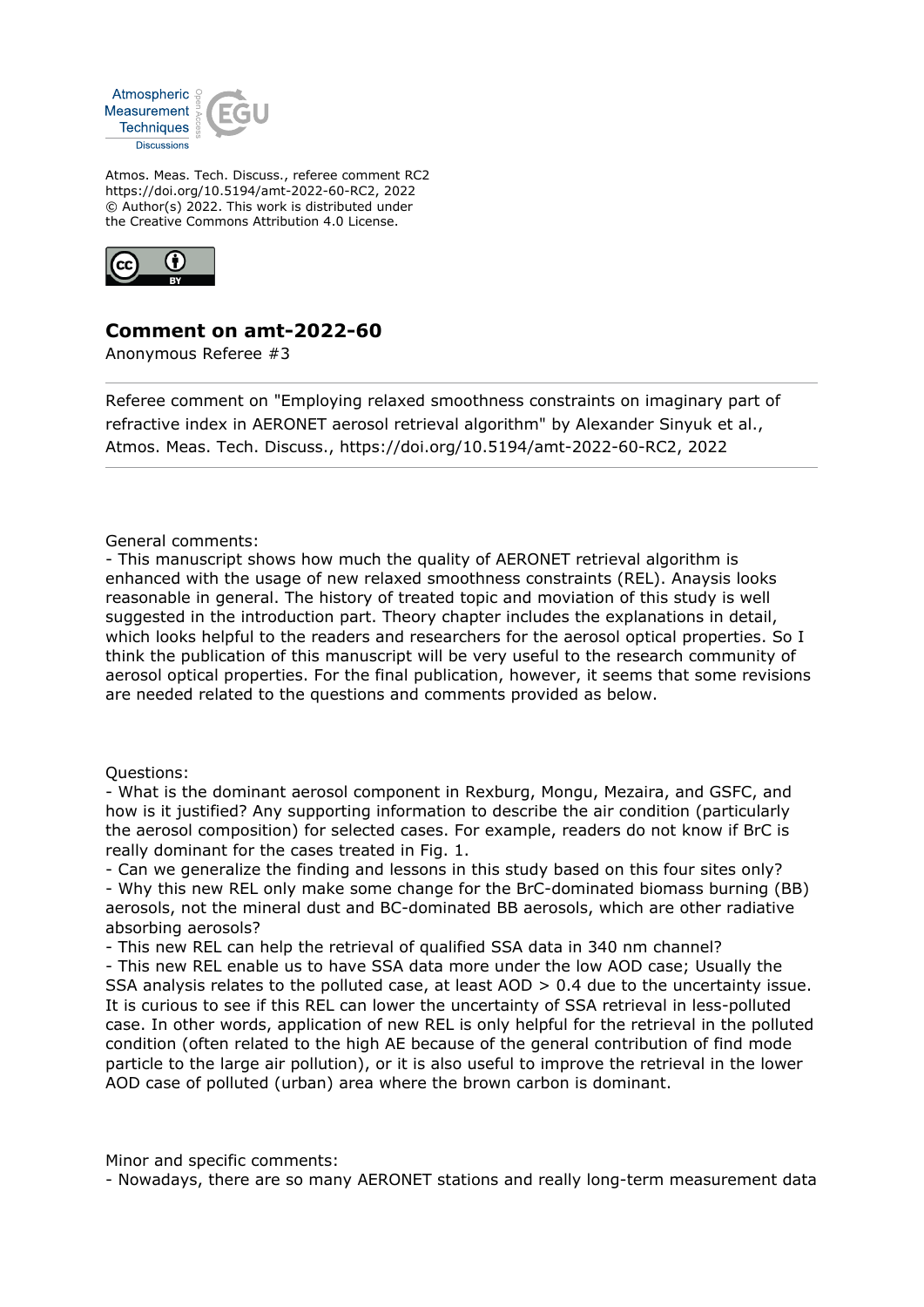Atmos. Meas. Tech. Discuss., referee comment RC2
https://doi.org/10.5194/amt-2022-60-RC2, 2022
© Author(s) 2022. This work is distributed under
the Creative Commons Attribution 4.0 License.

## Comment on amt-2022-60

Anonymous Referee #3

---

Referee comment on "Employing relaxed smoothness constraints on imaginary part of refractive index in AERONET aerosol retrieval algorithm" by Alexander Sinyuk et al., Atmos. Meas. Tech. Discuss., https://doi.org/10.5194/amt-2022-60-RC2, 2022

---

General comments:

- This manuscript shows how much the quality of AERONET retrieval algorithm is enhanced with the usage of new relaxed smoothness constraints (REL). Anaysis looks reasonable in general. The history of treated topic and moviation of this study is well suggested in the introduction part. Theory chapter includes the explanations in detail, which looks helpful to the readers and researchers for the aerosol optical properties. So I think the publication of this manuscript will be very useful to the research community of aerosol optical properties. For the final publication, however, it seems that some revisions are needed related to the questions and comments provided as below.

Questions:

- What is the dominant aerosol component in Rexburg, Mongu, Mezaira, and GSFC, and how is it justified? Any supporting information to describe the air condition (particularly the aerosol composition) for selected cases. For example, readers do not know if BrC is really dominant for the cases treated in Fig. 1.
- Can we generalize the finding and lessons in this study based on this four sites only?
- Why this new REL only make some change for the BrC-dominated biomass burning (BB) aerosols, not the mineral dust and BC-dominated BB aerosols, which are other radiative absorbing aerosols?
- This new REL can help the retrieval of qualified SSA data in 340 nm channel?
- This new REL enable us to have SSA data more under the low AOD case; Usually the SSA analysis relates to the polluted case, at least AOD > 0.4 due to the uncertainty issue. It is curious to see if this REL can lower the uncertainty of SSA retrieval in less-polluted case. In other words, application of new REL is only helpful for the retrieval in the polluted condition (often related to the high AE because of the general contribution of find mode particle to the large air pollution), or it is also useful to improve the retrieval in the lower AOD case of polluted (urban) area where the brown carbon is dominant.

Minor and specific comments:

- Nowadays, there are so many AERONET stations and really long-term measurement data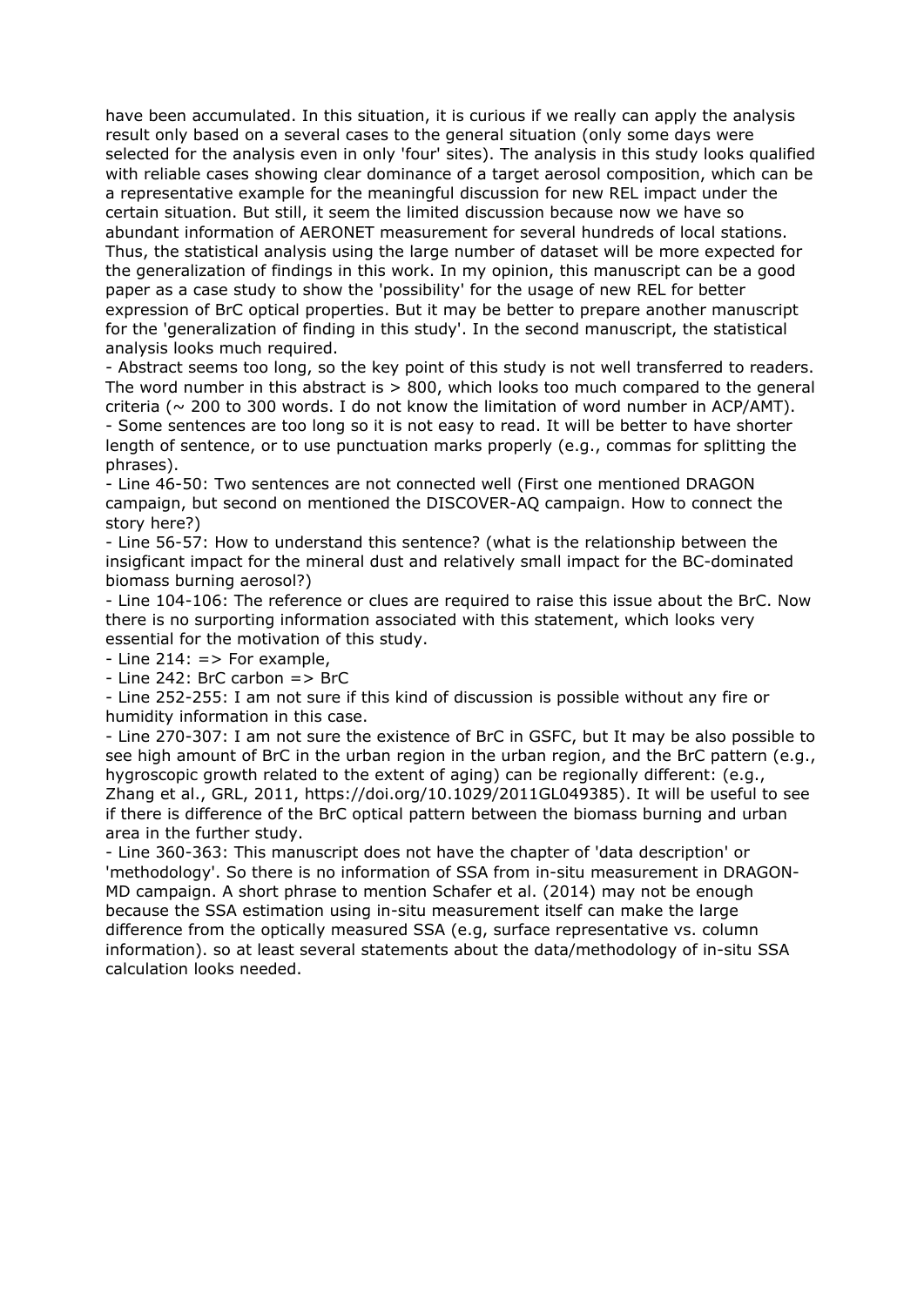have been accumulated. In this situation, it is curious if we really can apply the analysis result only based on a several cases to the general situation (only some days were selected for the analysis even in only 'four' sites). The analysis in this study looks qualified with reliable cases showing clear dominance of a target aerosol composition, which can be a representative example for the meaningful discussion for new REL impact under the certain situation. But still, it seem the limited discussion because now we have so abundant information of AERONET measurement for several hundreds of local stations. Thus, the statistical analysis using the large number of dataset will be more expected for the generalization of findings in this work. In my opinion, this manuscript can be a good paper as a case study to show the 'possibility' for the usage of new REL for better expression of BrC optical properties. But it may be better to prepare another manuscript for the 'generalization of finding in this study'. In the second manuscript, the statistical analysis looks much required.

- Abstract seems too long, so the key point of this study is not well transferred to readers. The word number in this abstract is > 800, which looks too much compared to the general criteria (~ 200 to 300 words. I do not know the limitation of word number in ACP/AMT).
- Some sentences are too long so it is not easy to read. It will be better to have shorter length of sentence, or to use punctuation marks properly (e.g., commas for splitting the phrases).
- Line 46-50: Two sentences are not connected well (First one mentioned DRAGON campaign, but second on mentioned the DISCOVER-AQ campaign. How to connect the story here?)
- Line 56-57: How to understand this sentence? (what is the relationship between the insigficant impact for the mineral dust and relatively small impact for the BC-dominated biomass burning aerosol?)
- Line 104-106: The reference or clues are required to raise this issue about the BrC. Now there is no surporting information associated with this statement, which looks very essential for the motivation of this study.
- Line 214: => For example,
- Line 242: BrC carbon => BrC
- Line 252-255: I am not sure if this kind of discussion is possible without any fire or humidity information in this case.
- Line 270-307: I am not sure the existence of BrC in GSFC, but It may be also possible to see high amount of BrC in the urban region in the urban region, and the BrC pattern (e.g., hygroscopic growth related to the extent of aging) can be regionally different: (e.g., Zhang et al., GRL, 2011, https://doi.org/10.1029/2011GL049385). It will be useful to see if there is difference of the BrC optical pattern between the biomass burning and urban area in the further study.
- Line 360-363: This manuscript does not have the chapter of 'data description' or 'methodology'. So there is no information of SSA from in-situ measurement in DRAGON-MD campaign. A short phrase to mention Schafer et al. (2014) may not be enough because the SSA estimation using in-situ measurement itself can make the large difference from the optically measured SSA (e.g, surface representative vs. column information). so at least several statements about the data/methodology of in-situ SSA calculation looks needed.